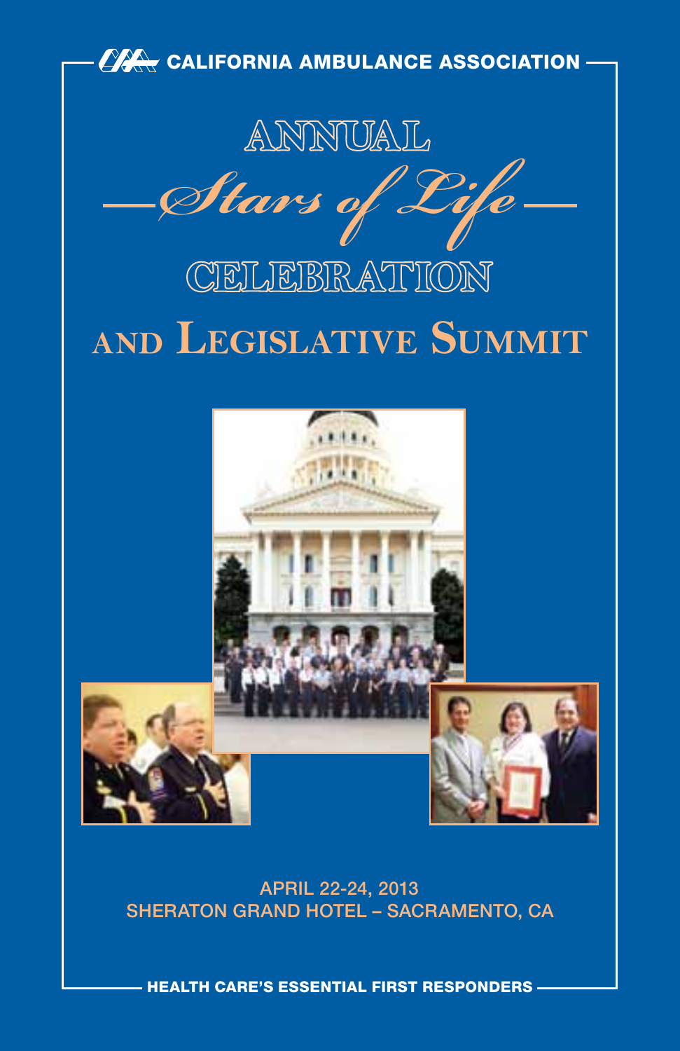CALIFORNIA AMBULANCE ASSOCIATION

# ANNUAL *Stars of Life* CELEBRATION

# AND LEGISLATIVE SUMMIT

APRIL 22-24, 2013
SHERATON GRAND HOTEL – SACRAMENTO, CA

**HEALTH CARE'S ESSENTIAL FIRST RESPONDERS**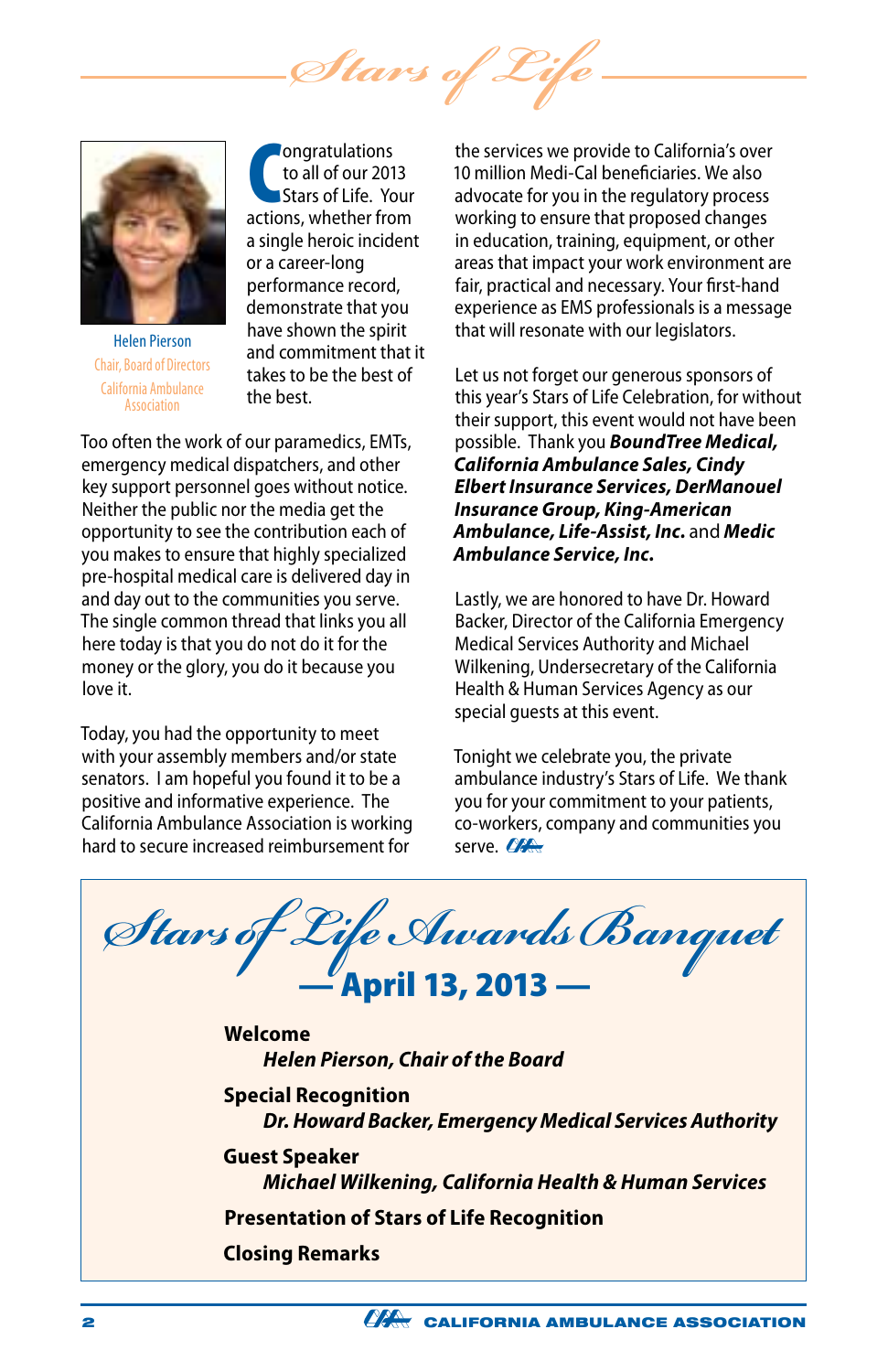# Stars of Life

Helen Pierson
Chair, Board of Directors
California Ambulance Association

Congratulations to all of our 2013 Stars of Life. Your actions, whether from a single heroic incident or a career-long performance record, demonstrate that you have shown the spirit and commitment that it takes to be the best of the best.

Too often the work of our paramedics, EMTs, emergency medical dispatchers, and other key support personnel goes without notice. Neither the public nor the media get the opportunity to see the contribution each of you makes to ensure that highly specialized pre-hospital medical care is delivered day in and day out to the communities you serve. The single common thread that links you all here today is that you do not do it for the money or the glory, you do it because you love it.

Today, you had the opportunity to meet with your assembly members and/or state senators. I am hopeful you found it to be a positive and informative experience. The California Ambulance Association is working hard to secure increased reimbursement for the services we provide to California's over 10 million Medi-Cal beneficiaries. We also advocate for you in the regulatory process working to ensure that proposed changes in education, training, equipment, or other areas that impact your work environment are fair, practical and necessary. Your first-hand experience as EMS professionals is a message that will resonate with our legislators.

Let us not forget our generous sponsors of this year's Stars of Life Celebration, for without their support, this event would not have been possible. Thank you ***BoundTree Medical, California Ambulance Sales, Cindy Elbert Insurance Services, DerManouel Insurance Group, King-American Ambulance, Life-Assist, Inc.*** and ***Medic Ambulance Service, Inc.***

Lastly, we are honored to have Dr. Howard Backer, Director of the California Emergency Medical Services Authority and Michael Wilkening, Undersecretary of the California Health & Human Services Agency as our special guests at this event.

Tonight we celebrate you, the private ambulance industry's Stars of Life. We thank you for your commitment to your patients, co-workers, company and communities you serve.

## Stars of Life Awards Banquet

### — April 13, 2013 —

**Welcome**
&nbsp;&nbsp;&nbsp;&nbsp;***Helen Pierson, Chair of the Board***

**Special Recognition**
&nbsp;&nbsp;&nbsp;&nbsp;***Dr. Howard Backer, Emergency Medical Services Authority***

**Guest Speaker**
&nbsp;&nbsp;&nbsp;&nbsp;***Michael Wilkening, California Health & Human Services***

**Presentation of Stars of Life Recognition**

**Closing Remarks**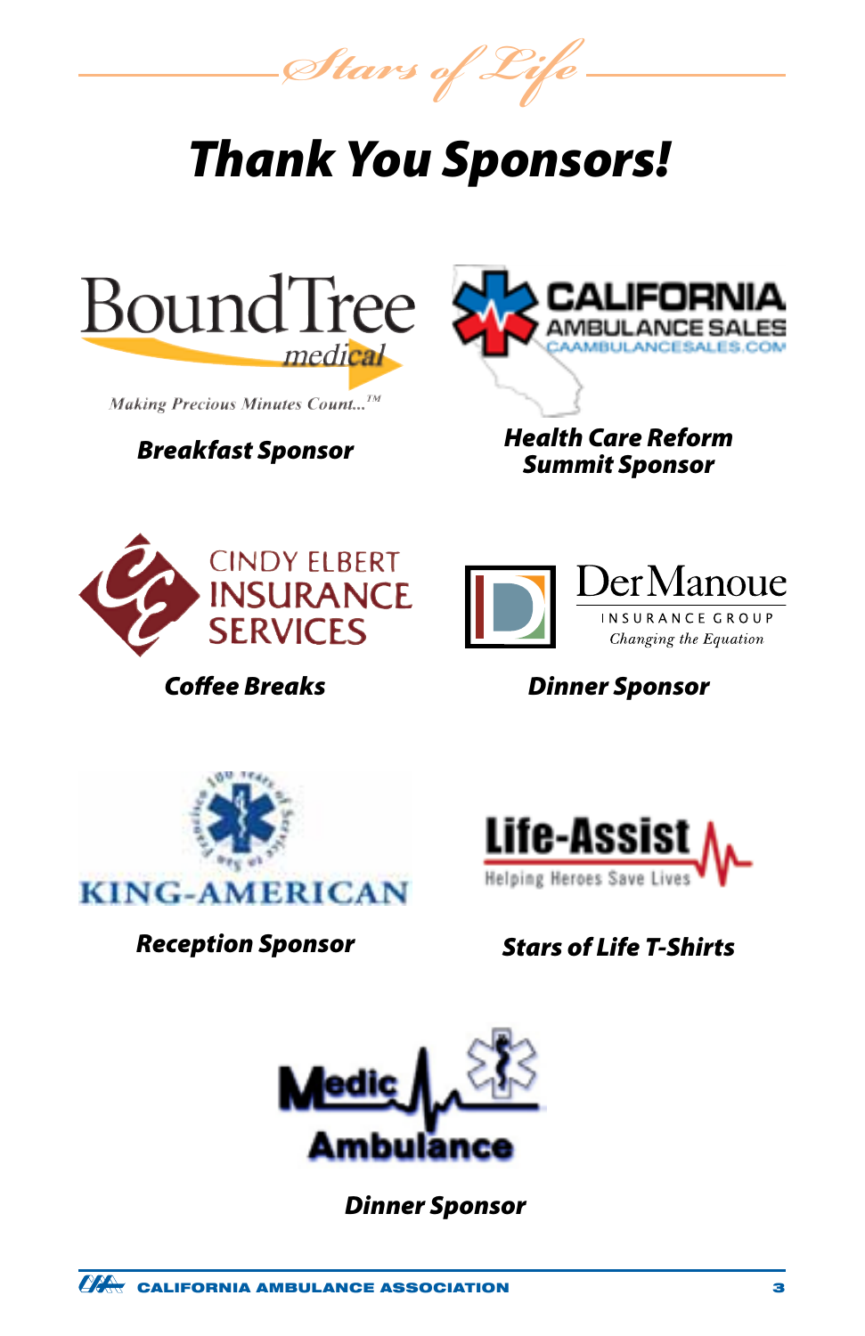*Stars of Life*

# *Thank You Sponsors!*

BoundTree medical

Making Precious Minutes Count...™

***Breakfast Sponsor***

CALIFORNIA AMBULANCE SALES
CAAMBULANCESALES.COM

***Health Care Reform Summit Sponsor***

CINDY ELBERT INSURANCE SERVICES

***Coffee Breaks***

DerManoue INSURANCE GROUP
Changing the Equation

***Dinner Sponsor***

KING-AMERICAN

***Reception Sponsor***

Life-Assist
Helping Heroes Save Lives

***Stars of Life T-Shirts***

Medic Ambulance

***Dinner Sponsor***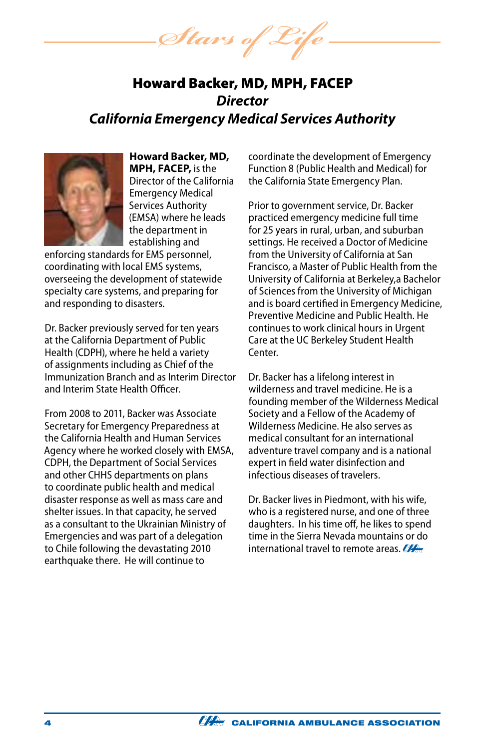# Howard Backer, MD, MPH, FACEP

## *Director*

## *California Emergency Medical Services Authority*

**Howard Backer, MD, MPH, FACEP,** is the Director of the California Emergency Medical Services Authority (EMSA) where he leads the department in establishing and enforcing standards for EMS personnel, coordinating with local EMS systems, overseeing the development of statewide specialty care systems, and preparing for and responding to disasters.

Dr. Backer previously served for ten years at the California Department of Public Health (CDPH), where he held a variety of assignments including as Chief of the Immunization Branch and as Interim Director and Interim State Health Officer.

From 2008 to 2011, Backer was Associate Secretary for Emergency Preparedness at the California Health and Human Services Agency where he worked closely with EMSA, CDPH, the Department of Social Services and other CHHS departments on plans to coordinate public health and medical disaster response as well as mass care and shelter issues. In that capacity, he served as a consultant to the Ukrainian Ministry of Emergencies and was part of a delegation to Chile following the devastating 2010 earthquake there. He will continue to coordinate the development of Emergency Function 8 (Public Health and Medical) for the California State Emergency Plan.

Prior to government service, Dr. Backer practiced emergency medicine full time for 25 years in rural, urban, and suburban settings. He received a Doctor of Medicine from the University of California at San Francisco, a Master of Public Health from the University of California at Berkeley,a Bachelor of Sciences from the University of Michigan and is board certified in Emergency Medicine, Preventive Medicine and Public Health. He continues to work clinical hours in Urgent Care at the UC Berkeley Student Health Center.

Dr. Backer has a lifelong interest in wilderness and travel medicine. He is a founding member of the Wilderness Medical Society and a Fellow of the Academy of Wilderness Medicine. He also serves as medical consultant for an international adventure travel company and is a national expert in field water disinfection and infectious diseases of travelers.

Dr. Backer lives in Piedmont, with his wife, who is a registered nurse, and one of three daughters. In his time off, he likes to spend time in the Sierra Nevada mountains or do international travel to remote areas.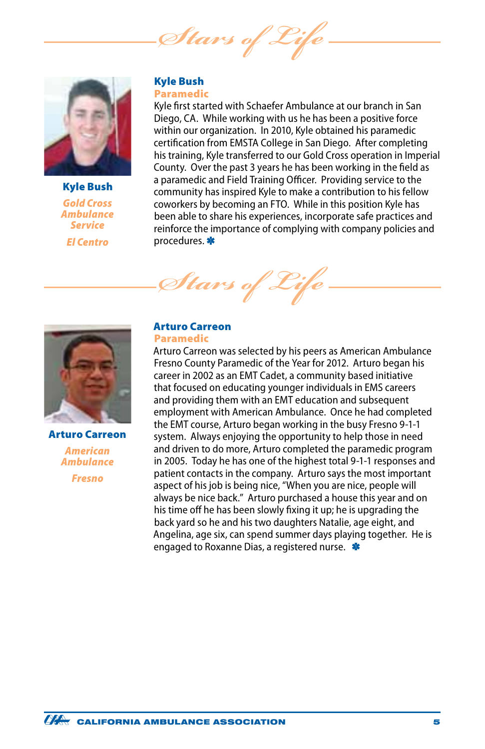## Stars of Life

**Kyle Bush**

*Gold Cross Ambulance Service*

*El Centro*

### Kyle Bush

**Paramedic**

Kyle first started with Schaefer Ambulance at our branch in San Diego, CA. While working with us he has been a positive force within our organization. In 2010, Kyle obtained his paramedic certification from EMSTA College in San Diego. After completing his training, Kyle transferred to our Gold Cross operation in Imperial County. Over the past 3 years he has been working in the field as a paramedic and Field Training Officer. Providing service to the community has inspired Kyle to make a contribution to his fellow coworkers by becoming an FTO. While in this position Kyle has been able to share his experiences, incorporate safe practices and reinforce the importance of complying with company policies and procedures. ✱

## Stars of Life

**Arturo Carreon**

*American Ambulance*

*Fresno*

### Arturo Carreon

**Paramedic**

Arturo Carreon was selected by his peers as American Ambulance Fresno County Paramedic of the Year for 2012. Arturo began his career in 2002 as an EMT Cadet, a community based initiative that focused on educating younger individuals in EMS careers and providing them with an EMT education and subsequent employment with American Ambulance. Once he had completed the EMT course, Arturo began working in the busy Fresno 9-1-1 system. Always enjoying the opportunity to help those in need and driven to do more, Arturo completed the paramedic program in 2005. Today he has one of the highest total 9-1-1 responses and patient contacts in the company. Arturo says the most important aspect of his job is being nice, "When you are nice, people will always be nice back." Arturo purchased a house this year and on his time off he has been slowly fixing it up; he is upgrading the back yard so he and his two daughters Natalie, age eight, and Angelina, age six, can spend summer days playing together. He is engaged to Roxanne Dias, a registered nurse. ✱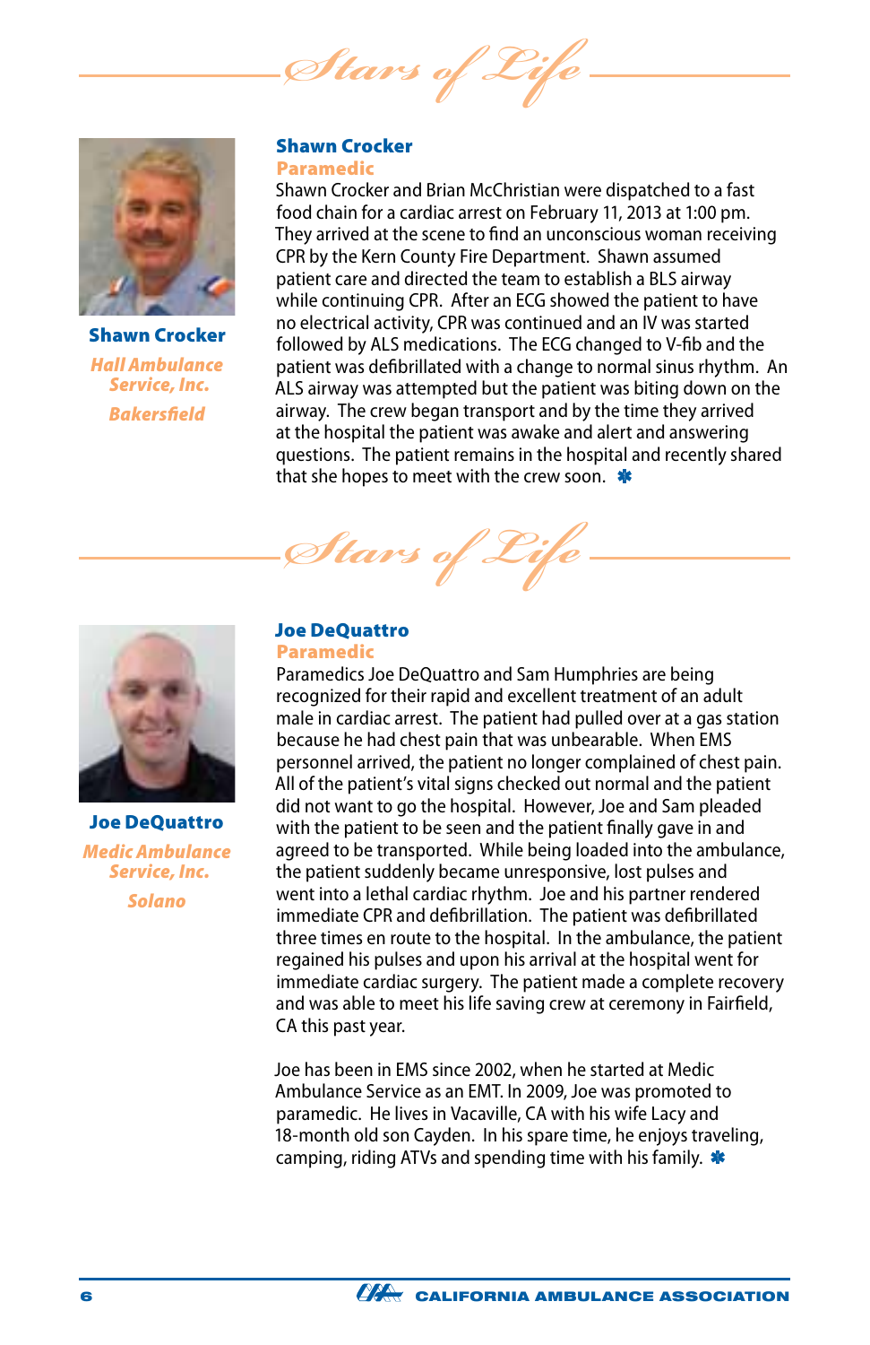# Stars of Life

**Shawn Crocker**

*Hall Ambulance Service, Inc.*

*Bakersfield*

## Shawn Crocker

### Paramedic

Shawn Crocker and Brian McChristian were dispatched to a fast food chain for a cardiac arrest on February 11, 2013 at 1:00 pm. They arrived at the scene to find an unconscious woman receiving CPR by the Kern County Fire Department. Shawn assumed patient care and directed the team to establish a BLS airway while continuing CPR. After an ECG showed the patient to have no electrical activity, CPR was continued and an IV was started followed by ALS medications. The ECG changed to V-fib and the patient was defibrillated with a change to normal sinus rhythm. An ALS airway was attempted but the patient was biting down on the airway. The crew began transport and by the time they arrived at the hospital the patient was awake and alert and answering questions. The patient remains in the hospital and recently shared that she hopes to meet with the crew soon.

# Stars of Life

**Joe DeQuattro**

*Medic Ambulance Service, Inc.*

*Solano*

## Joe DeQuattro

### Paramedic

Paramedics Joe DeQuattro and Sam Humphries are being recognized for their rapid and excellent treatment of an adult male in cardiac arrest. The patient had pulled over at a gas station because he had chest pain that was unbearable. When EMS personnel arrived, the patient no longer complained of chest pain. All of the patient's vital signs checked out normal and the patient did not want to go the hospital. However, Joe and Sam pleaded with the patient to be seen and the patient finally gave in and agreed to be transported. While being loaded into the ambulance, the patient suddenly became unresponsive, lost pulses and went into a lethal cardiac rhythm. Joe and his partner rendered immediate CPR and defibrillation. The patient was defibrillated three times en route to the hospital. In the ambulance, the patient regained his pulses and upon his arrival at the hospital went for immediate cardiac surgery. The patient made a complete recovery and was able to meet his life saving crew at ceremony in Fairfield, CA this past year.

Joe has been in EMS since 2002, when he started at Medic Ambulance Service as an EMT. In 2009, Joe was promoted to paramedic. He lives in Vacaville, CA with his wife Lacy and 18-month old son Cayden. In his spare time, he enjoys traveling, camping, riding ATVs and spending time with his family.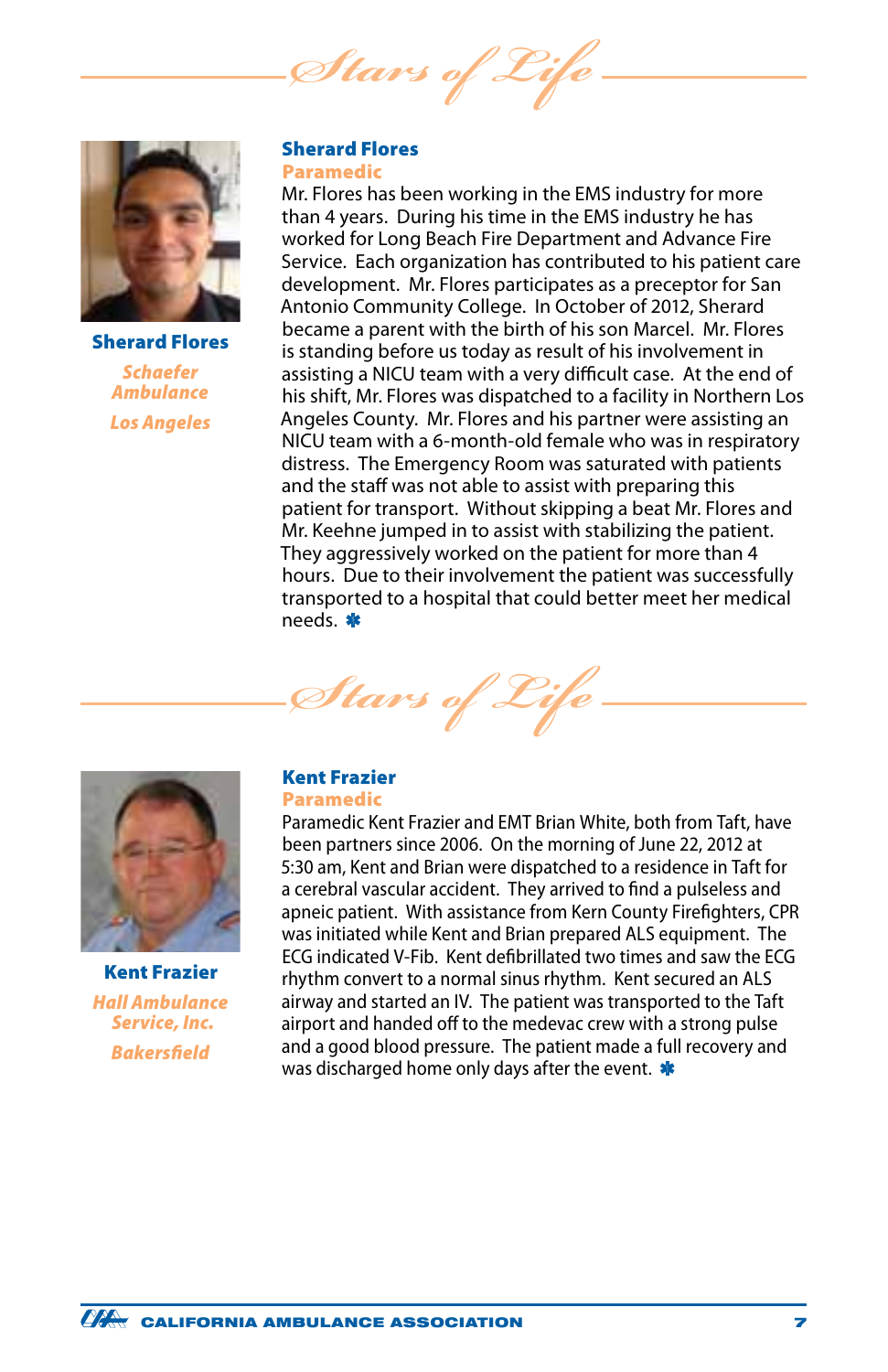## Stars of Life

### Sherard Flores

**Paramedic**

**Sherard Flores**

*Schaefer Ambulance*

*Los Angeles*

Mr. Flores has been working in the EMS industry for more than 4 years. During his time in the EMS industry he has worked for Long Beach Fire Department and Advance Fire Service. Each organization has contributed to his patient care development. Mr. Flores participates as a preceptor for San Antonio Community College. In October of 2012, Sherard became a parent with the birth of his son Marcel. Mr. Flores is standing before us today as result of his involvement in assisting a NICU team with a very difficult case. At the end of his shift, Mr. Flores was dispatched to a facility in Northern Los Angeles County. Mr. Flores and his partner were assisting an NICU team with a 6-month-old female who was in respiratory distress. The Emergency Room was saturated with patients and the staff was not able to assist with preparing this patient for transport. Without skipping a beat Mr. Flores and Mr. Keehne jumped in to assist with stabilizing the patient. They aggressively worked on the patient for more than 4 hours. Due to their involvement the patient was successfully transported to a hospital that could better meet her medical needs. ✱

## Stars of Life

### Kent Frazier

**Paramedic**

**Kent Frazier**

*Hall Ambulance Service, Inc.*

*Bakersfield*

Paramedic Kent Frazier and EMT Brian White, both from Taft, have been partners since 2006. On the morning of June 22, 2012 at 5:30 am, Kent and Brian were dispatched to a residence in Taft for a cerebral vascular accident. They arrived to find a pulseless and apneic patient. With assistance from Kern County Firefighters, CPR was initiated while Kent and Brian prepared ALS equipment. The ECG indicated V-Fib. Kent defibrillated two times and saw the ECG rhythm convert to a normal sinus rhythm. Kent secured an ALS airway and started an IV. The patient was transported to the Taft airport and handed off to the medevac crew with a strong pulse and a good blood pressure. The patient made a full recovery and was discharged home only days after the event. ✱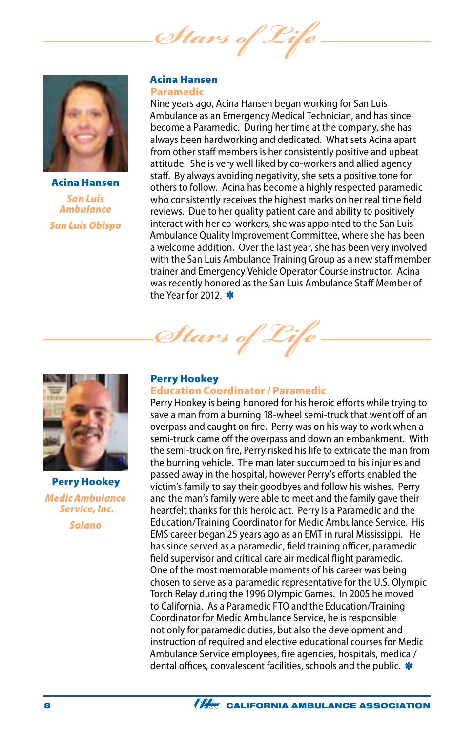*Stars of Life*

**Acina Hansen**

*San Luis Ambulance*

*San Luis Obispo*

## Acina Hansen
### Paramedic

Nine years ago, Acina Hansen began working for San Luis Ambulance as an Emergency Medical Technician, and has since become a Paramedic. During her time at the company, she has always been hardworking and dedicated. What sets Acina apart from other staff members is her consistently positive and upbeat attitude. She is very well liked by co-workers and allied agency staff. By always avoiding negativity, she sets a positive tone for others to follow. Acina has become a highly respected paramedic who consistently receives the highest marks on her real time field reviews. Due to her quality patient care and ability to positively interact with her co-workers, she was appointed to the San Luis Ambulance Quality Improvement Committee, where she has been a welcome addition. Over the last year, she has been very involved with the San Luis Ambulance Training Group as a new staff member trainer and Emergency Vehicle Operator Course instructor. Acina was recently honored as the San Luis Ambulance Staff Member of the Year for 2012.

*Stars of Life*

**Perry Hookey**

*Medic Ambulance Service, Inc.*

*Solano*

## Perry Hookey
### Education Coordinator / Paramedic

Perry Hookey is being honored for his heroic efforts while trying to save a man from a burning 18-wheel semi-truck that went off of an overpass and caught on fire. Perry was on his way to work when a semi-truck came off the overpass and down an embankment. With the semi-truck on fire, Perry risked his life to extricate the man from the burning vehicle. The man later succumbed to his injuries and passed away in the hospital, however Perry's efforts enabled the victim's family to say their goodbyes and follow his wishes. Perry and the man's family were able to meet and the family gave their heartfelt thanks for this heroic act. Perry is a Paramedic and the Education/Training Coordinator for Medic Ambulance Service. His EMS career began 25 years ago as an EMT in rural Mississippi. He has since served as a paramedic, field training officer, paramedic field supervisor and critical care air medical flight paramedic. One of the most memorable moments of his career was being chosen to serve as a paramedic representative for the U.S. Olympic Torch Relay during the 1996 Olympic Games. In 2005 he moved to California. As a Paramedic FTO and the Education/Training Coordinator for Medic Ambulance Service, he is responsible not only for paramedic duties, but also the development and instruction of required and elective educational courses for Medic Ambulance Service employees, fire agencies, hospitals, medical/dental offices, convalescent facilities, schools and the public.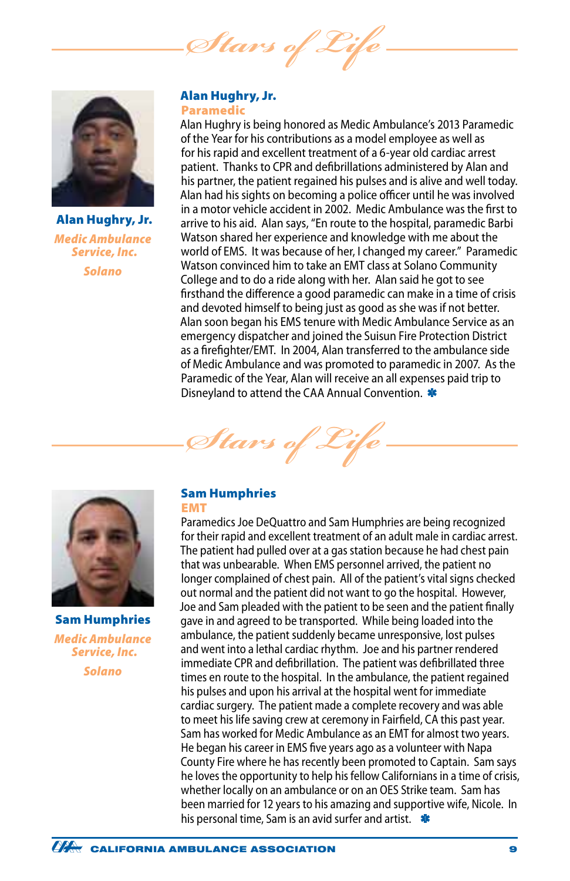## Stars of Life

**Alan Hughry, Jr.**
*Medic Ambulance Service, Inc.*
*Solano*

### Alan Hughry, Jr.
**Paramedic**

Alan Hughry is being honored as Medic Ambulance's 2013 Paramedic of the Year for his contributions as a model employee as well as for his rapid and excellent treatment of a 6-year old cardiac arrest patient. Thanks to CPR and defibrillations administered by Alan and his partner, the patient regained his pulses and is alive and well today. Alan had his sights on becoming a police officer until he was involved in a motor vehicle accident in 2002. Medic Ambulance was the first to arrive to his aid. Alan says, "En route to the hospital, paramedic Barbi Watson shared her experience and knowledge with me about the world of EMS. It was because of her, I changed my career." Paramedic Watson convinced him to take an EMT class at Solano Community College and to do a ride along with her. Alan said he got to see firsthand the difference a good paramedic can make in a time of crisis and devoted himself to being just as good as she was if not better. Alan soon began his EMS tenure with Medic Ambulance Service as an emergency dispatcher and joined the Suisun Fire Protection District as a firefighter/EMT. In 2004, Alan transferred to the ambulance side of Medic Ambulance and was promoted to paramedic in 2007. As the Paramedic of the Year, Alan will receive an all expenses paid trip to Disneyland to attend the CAA Annual Convention.

## Stars of Life

**Sam Humphries**
*Medic Ambulance Service, Inc.*
*Solano*

### Sam Humphries
**EMT**

Paramedics Joe DeQuattro and Sam Humphries are being recognized for their rapid and excellent treatment of an adult male in cardiac arrest. The patient had pulled over at a gas station because he had chest pain that was unbearable. When EMS personnel arrived, the patient no longer complained of chest pain. All of the patient's vital signs checked out normal and the patient did not want to go the hospital. However, Joe and Sam pleaded with the patient to be seen and the patient finally gave in and agreed to be transported. While being loaded into the ambulance, the patient suddenly became unresponsive, lost pulses and went into a lethal cardiac rhythm. Joe and his partner rendered immediate CPR and defibrillation. The patient was defibrillated three times en route to the hospital. In the ambulance, the patient regained his pulses and upon his arrival at the hospital went for immediate cardiac surgery. The patient made a complete recovery and was able to meet his life saving crew at ceremony in Fairfield, CA this past year. Sam has worked for Medic Ambulance as an EMT for almost two years. He began his career in EMS five years ago as a volunteer with Napa County Fire where he has recently been promoted to Captain. Sam says he loves the opportunity to help his fellow Californians in a time of crisis, whether locally on an ambulance or on an OES Strike team. Sam has been married for 12 years to his amazing and supportive wife, Nicole. In his personal time, Sam is an avid surfer and artist.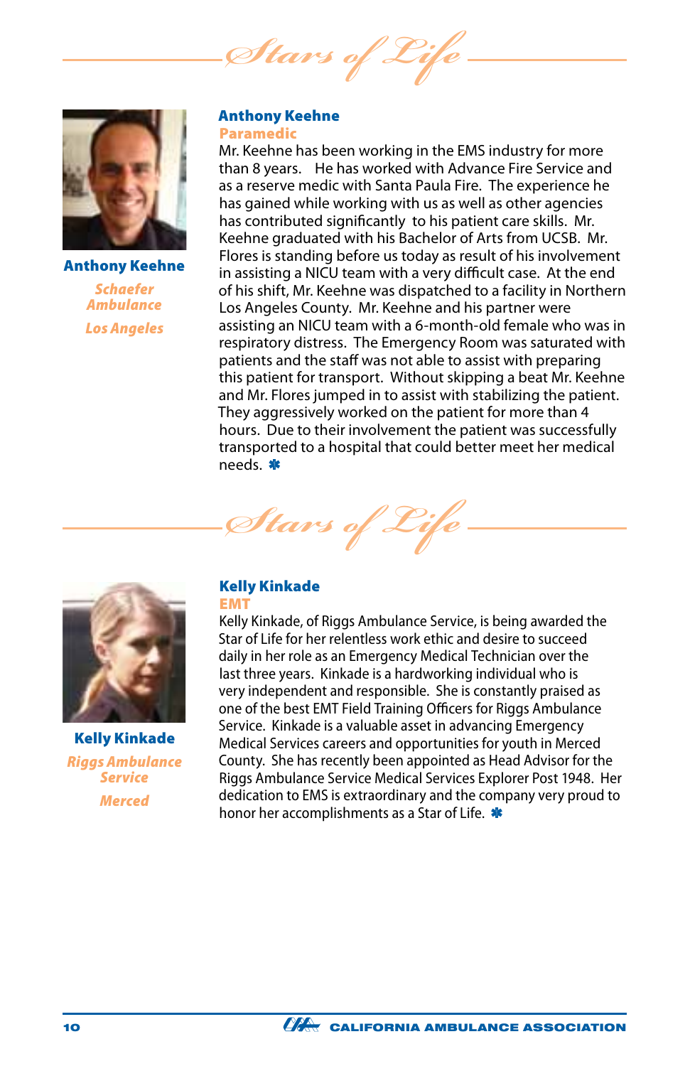## Stars of Life

**Anthony Keehne**

*Schaefer Ambulance*

*Los Angeles*

### Anthony Keehne

**Paramedic**

Mr. Keehne has been working in the EMS industry for more than 8 years. He has worked with Advance Fire Service and as a reserve medic with Santa Paula Fire. The experience he has gained while working with us as well as other agencies has contributed significantly to his patient care skills. Mr. Keehne graduated with his Bachelor of Arts from UCSB. Mr. Flores is standing before us today as result of his involvement in assisting a NICU team with a very difficult case. At the end of his shift, Mr. Keehne was dispatched to a facility in Northern Los Angeles County. Mr. Keehne and his partner were assisting an NICU team with a 6-month-old female who was in respiratory distress. The Emergency Room was saturated with patients and the staff was not able to assist with preparing this patient for transport. Without skipping a beat Mr. Keehne and Mr. Flores jumped in to assist with stabilizing the patient. They aggressively worked on the patient for more than 4 hours. Due to their involvement the patient was successfully transported to a hospital that could better meet her medical needs. ✱

## Stars of Life

**Kelly Kinkade**

*Riggs Ambulance Service*

*Merced*

### Kelly Kinkade

**EMT**

Kelly Kinkade, of Riggs Ambulance Service, is being awarded the Star of Life for her relentless work ethic and desire to succeed daily in her role as an Emergency Medical Technician over the last three years. Kinkade is a hardworking individual who is very independent and responsible. She is constantly praised as one of the best EMT Field Training Officers for Riggs Ambulance Service. Kinkade is a valuable asset in advancing Emergency Medical Services careers and opportunities for youth in Merced County. She has recently been appointed as Head Advisor for the Riggs Ambulance Service Medical Services Explorer Post 1948. Her dedication to EMS is extraordinary and the company very proud to honor her accomplishments as a Star of Life. ✱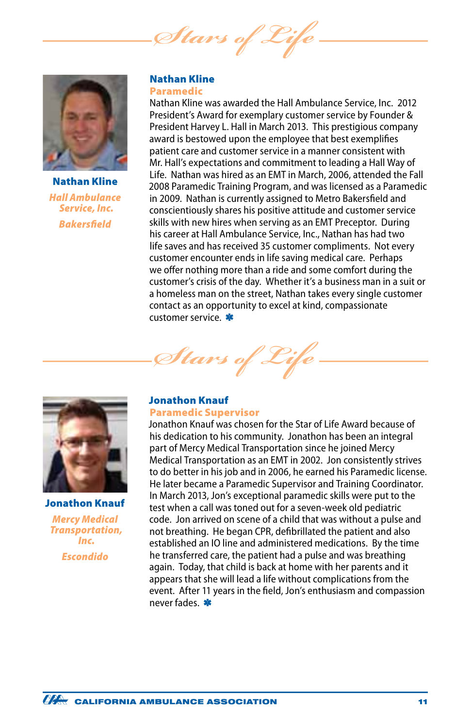*Stars of Life*

**Nathan Kline**

*Hall Ambulance Service, Inc.*

*Bakersfield*

## Nathan Kline

### Paramedic

Nathan Kline was awarded the Hall Ambulance Service, Inc. 2012 President's Award for exemplary customer service by Founder & President Harvey L. Hall in March 2013. This prestigious company award is bestowed upon the employee that best exemplifies patient care and customer service in a manner consistent with Mr. Hall's expectations and commitment to leading a Hall Way of Life. Nathan was hired as an EMT in March, 2006, attended the Fall 2008 Paramedic Training Program, and was licensed as a Paramedic in 2009. Nathan is currently assigned to Metro Bakersfield and conscientiously shares his positive attitude and customer service skills with new hires when serving as an EMT Preceptor. During his career at Hall Ambulance Service, Inc., Nathan has had two life saves and has received 35 customer compliments. Not every customer encounter ends in life saving medical care. Perhaps we offer nothing more than a ride and some comfort during the customer's crisis of the day. Whether it's a business man in a suit or a homeless man on the street, Nathan takes every single customer contact as an opportunity to excel at kind, compassionate customer service. ✱

*Stars of Life*

**Jonathon Knauf**

*Mercy Medical Transportation, Inc.*

*Escondido*

## Jonathon Knauf

### Paramedic Supervisor

Jonathon Knauf was chosen for the Star of Life Award because of his dedication to his community. Jonathon has been an integral part of Mercy Medical Transportation since he joined Mercy Medical Transportation as an EMT in 2002. Jon consistently strives to do better in his job and in 2006, he earned his Paramedic license. He later became a Paramedic Supervisor and Training Coordinator. In March 2013, Jon's exceptional paramedic skills were put to the test when a call was toned out for a seven-week old pediatric code. Jon arrived on scene of a child that was without a pulse and not breathing. He began CPR, defibrillated the patient and also established an IO line and administered medications. By the time he transferred care, the patient had a pulse and was breathing again. Today, that child is back at home with her parents and it appears that she will lead a life without complications from the event. After 11 years in the field, Jon's enthusiasm and compassion never fades. ✱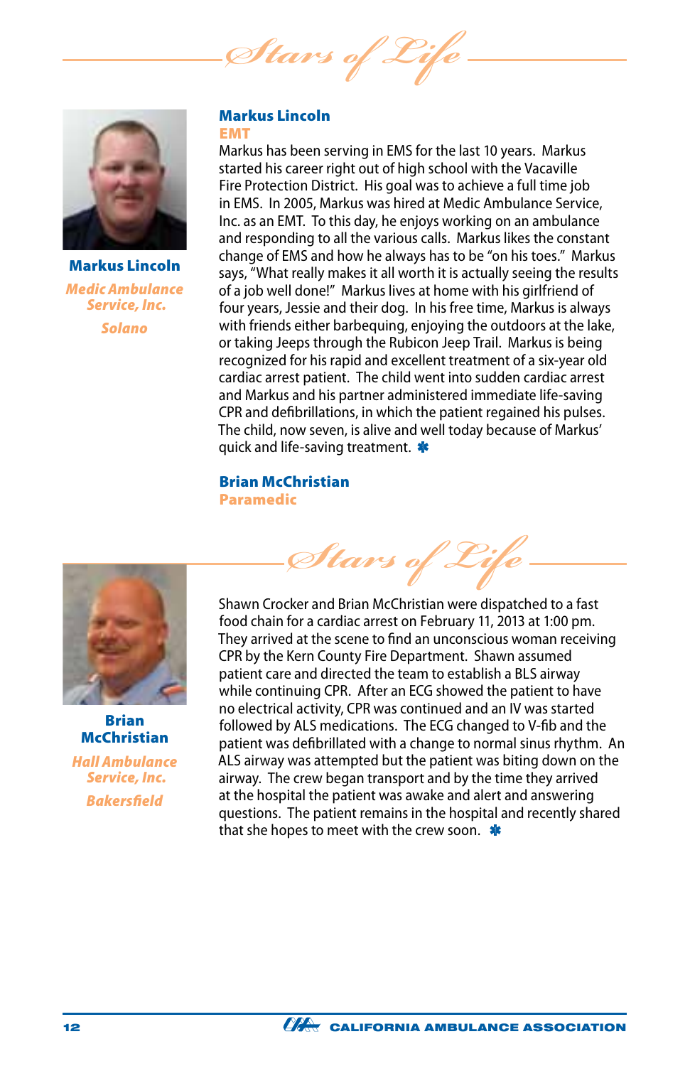## Stars of Life

**Markus Lincoln**
*Medic Ambulance Service, Inc.*
*Solano*

### Markus Lincoln
**EMT**

Markus has been serving in EMS for the last 10 years. Markus started his career right out of high school with the Vacaville Fire Protection District. His goal was to achieve a full time job in EMS. In 2005, Markus was hired at Medic Ambulance Service, Inc. as an EMT. To this day, he enjoys working on an ambulance and responding to all the various calls. Markus likes the constant change of EMS and how he always has to be "on his toes." Markus says, "What really makes it all worth it is actually seeing the results of a job well done!" Markus lives at home with his girlfriend of four years, Jessie and their dog. In his free time, Markus is always with friends either barbequing, enjoying the outdoors at the lake, or taking Jeeps through the Rubicon Jeep Trail. Markus is being recognized for his rapid and excellent treatment of a six-year old cardiac arrest patient. The child went into sudden cardiac arrest and Markus and his partner administered immediate life-saving CPR and defibrillations, in which the patient regained his pulses. The child, now seven, is alive and well today because of Markus' quick and life-saving treatment. ✱

### Brian McChristian
**Paramedic**

## Stars of Life

**Brian McChristian**
*Hall Ambulance Service, Inc.*
*Bakersfield*

Shawn Crocker and Brian McChristian were dispatched to a fast food chain for a cardiac arrest on February 11, 2013 at 1:00 pm. They arrived at the scene to find an unconscious woman receiving CPR by the Kern County Fire Department. Shawn assumed patient care and directed the team to establish a BLS airway while continuing CPR. After an ECG showed the patient to have no electrical activity, CPR was continued and an IV was started followed by ALS medications. The ECG changed to V-fib and the patient was defibrillated with a change to normal sinus rhythm. An ALS airway was attempted but the patient was biting down on the airway. The crew began transport and by the time they arrived at the hospital the patient was awake and alert and answering questions. The patient remains in the hospital and recently shared that she hopes to meet with the crew soon. ✱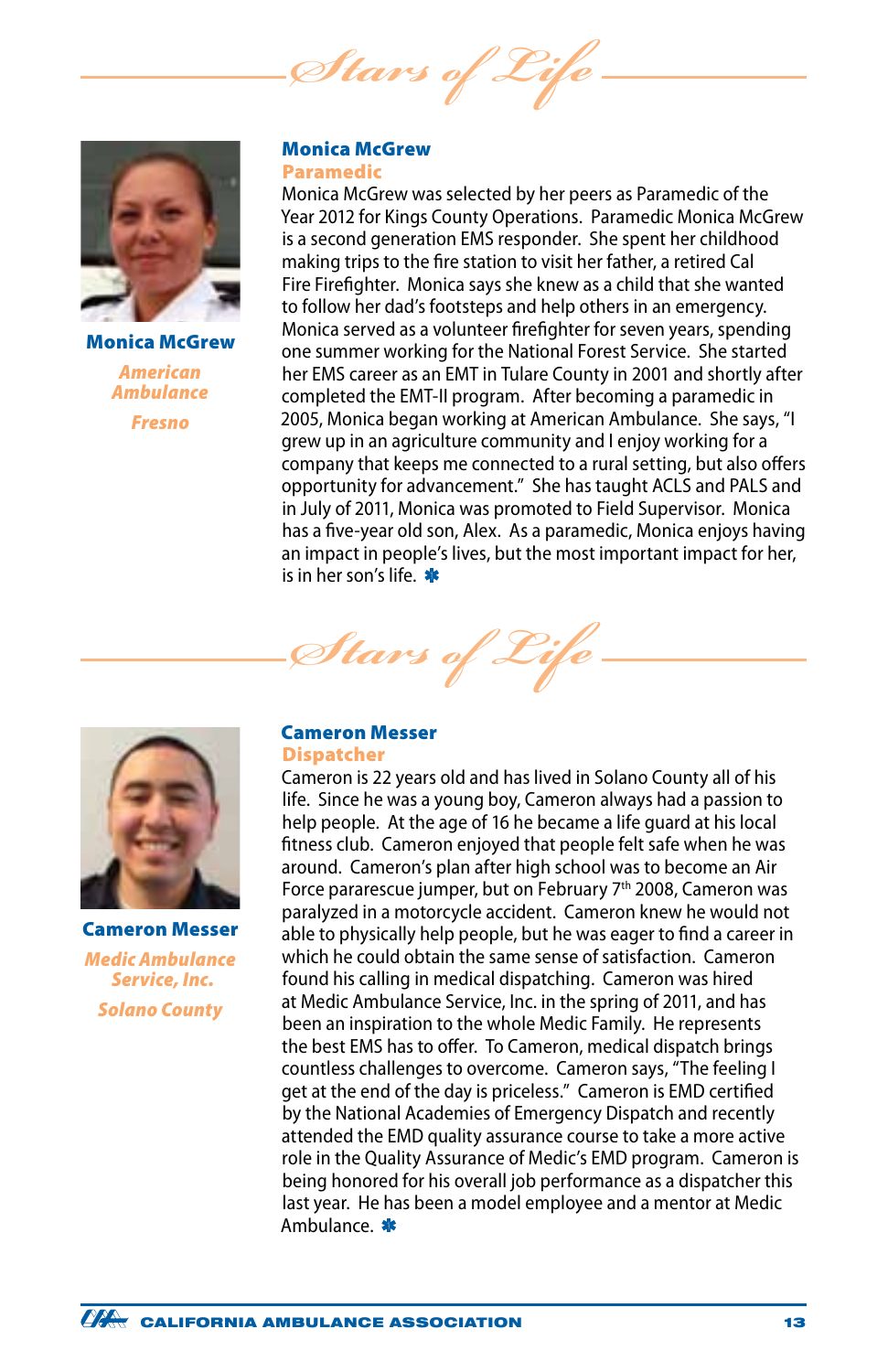# Stars of Life

**Monica McGrew**

*American Ambulance*

*Fresno*

## Monica McGrew

### Paramedic

Monica McGrew was selected by her peers as Paramedic of the Year 2012 for Kings County Operations. Paramedic Monica McGrew is a second generation EMS responder. She spent her childhood making trips to the fire station to visit her father, a retired Cal Fire Firefighter. Monica says she knew as a child that she wanted to follow her dad's footsteps and help others in an emergency. Monica served as a volunteer firefighter for seven years, spending one summer working for the National Forest Service. She started her EMS career as an EMT in Tulare County in 2001 and shortly after completed the EMT-II program. After becoming a paramedic in 2005, Monica began working at American Ambulance. She says, "I grew up in an agriculture community and I enjoy working for a company that keeps me connected to a rural setting, but also offers opportunity for advancement." She has taught ACLS and PALS and in July of 2011, Monica was promoted to Field Supervisor. Monica has a five-year old son, Alex. As a paramedic, Monica enjoys having an impact in people's lives, but the most important impact for her, is in her son's life. ✱

# Stars of Life

**Cameron Messer**

*Medic Ambulance Service, Inc.*

*Solano County*

## Cameron Messer

### Dispatcher

Cameron is 22 years old and has lived in Solano County all of his life. Since he was a young boy, Cameron always had a passion to help people. At the age of 16 he became a life guard at his local fitness club. Cameron enjoyed that people felt safe when he was around. Cameron's plan after high school was to become an Air Force pararescue jumper, but on February 7th 2008, Cameron was paralyzed in a motorcycle accident. Cameron knew he would not able to physically help people, but he was eager to find a career in which he could obtain the same sense of satisfaction. Cameron found his calling in medical dispatching. Cameron was hired at Medic Ambulance Service, Inc. in the spring of 2011, and has been an inspiration to the whole Medic Family. He represents the best EMS has to offer. To Cameron, medical dispatch brings countless challenges to overcome. Cameron says, "The feeling I get at the end of the day is priceless." Cameron is EMD certified by the National Academies of Emergency Dispatch and recently attended the EMD quality assurance course to take a more active role in the Quality Assurance of Medic's EMD program. Cameron is being honored for his overall job performance as a dispatcher this last year. He has been a model employee and a mentor at Medic Ambulance. ✱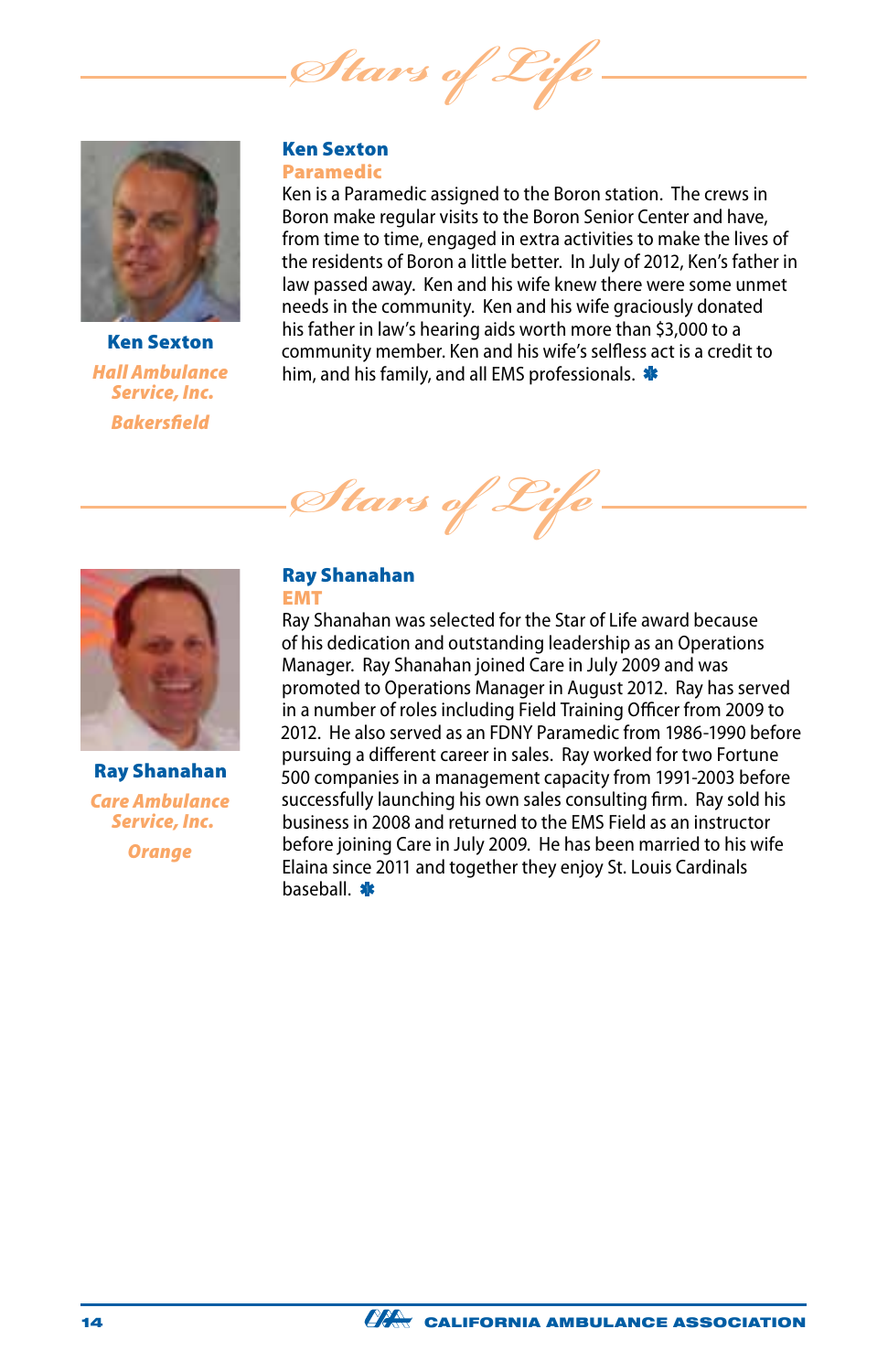*Stars of Life*

**Ken Sexton**
*Hall Ambulance Service, Inc.*
*Bakersfield*

## Ken Sexton
### Paramedic

Ken is a Paramedic assigned to the Boron station. The crews in Boron make regular visits to the Boron Senior Center and have, from time to time, engaged in extra activities to make the lives of the residents of Boron a little better. In July of 2012, Ken's father in law passed away. Ken and his wife knew there were some unmet needs in the community. Ken and his wife graciously donated his father in law's hearing aids worth more than $3,000 to a community member. Ken and his wife's selfless act is a credit to him, and his family, and all EMS professionals.

*Stars of Life*

**Ray Shanahan**
*Care Ambulance Service, Inc.*
*Orange*

## Ray Shanahan
### EMT

Ray Shanahan was selected for the Star of Life award because of his dedication and outstanding leadership as an Operations Manager. Ray Shanahan joined Care in July 2009 and was promoted to Operations Manager in August 2012. Ray has served in a number of roles including Field Training Officer from 2009 to 2012. He also served as an FDNY Paramedic from 1986-1990 before pursuing a different career in sales. Ray worked for two Fortune 500 companies in a management capacity from 1991-2003 before successfully launching his own sales consulting firm. Ray sold his business in 2008 and returned to the EMS Field as an instructor before joining Care in July 2009. He has been married to his wife Elaina since 2011 and together they enjoy St. Louis Cardinals baseball.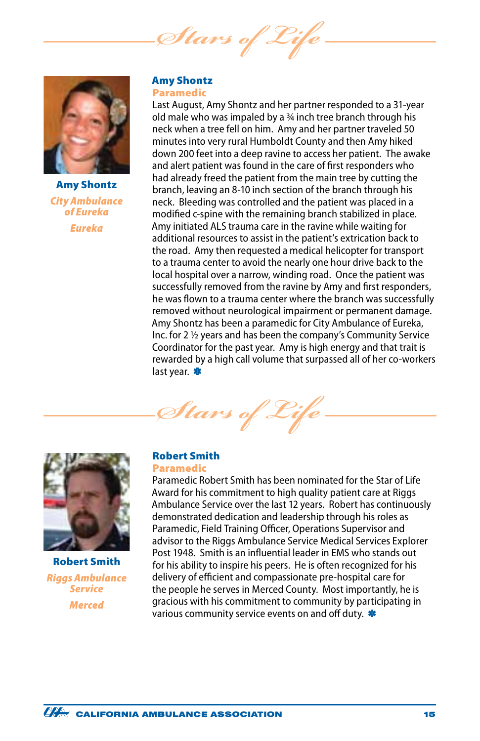*Stars of Life*

**Amy Shontz**
*City Ambulance of Eureka*
*Eureka*

## Amy Shontz

**Paramedic**

Last August, Amy Shontz and her partner responded to a 31-year old male who was impaled by a ¾ inch tree branch through his neck when a tree fell on him. Amy and her partner traveled 50 minutes into very rural Humboldt County and then Amy hiked down 200 feet into a deep ravine to access her patient. The awake and alert patient was found in the care of first responders who had already freed the patient from the main tree by cutting the branch, leaving an 8-10 inch section of the branch through his neck. Bleeding was controlled and the patient was placed in a modified c-spine with the remaining branch stabilized in place. Amy initiated ALS trauma care in the ravine while waiting for additional resources to assist in the patient's extrication back to the road. Amy then requested a medical helicopter for transport to a trauma center to avoid the nearly one hour drive back to the local hospital over a narrow, winding road. Once the patient was successfully removed from the ravine by Amy and first responders, he was flown to a trauma center where the branch was successfully removed without neurological impairment or permanent damage. Amy Shontz has been a paramedic for City Ambulance of Eureka, Inc. for 2 ½ years and has been the company's Community Service Coordinator for the past year. Amy is high energy and that trait is rewarded by a high call volume that surpassed all of her co-workers last year. ✱

*Stars of Life*

**Robert Smith**
*Riggs Ambulance Service*
*Merced*

## Robert Smith

**Paramedic**

Paramedic Robert Smith has been nominated for the Star of Life Award for his commitment to high quality patient care at Riggs Ambulance Service over the last 12 years. Robert has continuously demonstrated dedication and leadership through his roles as Paramedic, Field Training Officer, Operations Supervisor and advisor to the Riggs Ambulance Service Medical Services Explorer Post 1948. Smith is an influential leader in EMS who stands out for his ability to inspire his peers. He is often recognized for his delivery of efficient and compassionate pre-hospital care for the people he serves in Merced County. Most importantly, he is gracious with his commitment to community by participating in various community service events on and off duty. ✱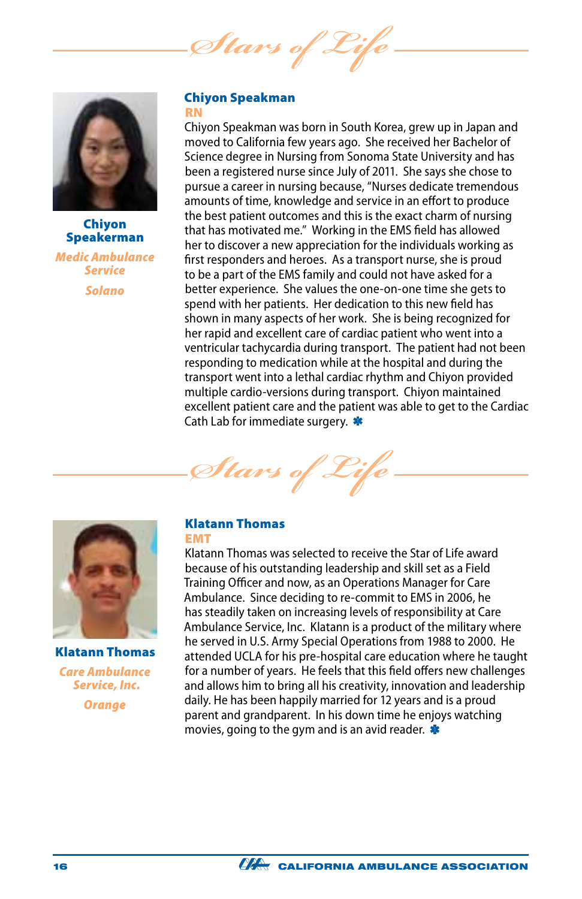# Stars of Life

**Chiyon Speakerman**

*Medic Ambulance Service*

*Solano*

## Chiyon Speakman

**RN**

Chiyon Speakman was born in South Korea, grew up in Japan and moved to California few years ago. She received her Bachelor of Science degree in Nursing from Sonoma State University and has been a registered nurse since July of 2011. She says she chose to pursue a career in nursing because, "Nurses dedicate tremendous amounts of time, knowledge and service in an effort to produce the best patient outcomes and this is the exact charm of nursing that has motivated me." Working in the EMS field has allowed her to discover a new appreciation for the individuals working as first responders and heroes. As a transport nurse, she is proud to be a part of the EMS family and could not have asked for a better experience. She values the one-on-one time she gets to spend with her patients. Her dedication to this new field has shown in many aspects of her work. She is being recognized for her rapid and excellent care of cardiac patient who went into a ventricular tachycardia during transport. The patient had not been responding to medication while at the hospital and during the transport went into a lethal cardiac rhythm and Chiyon provided multiple cardio-versions during transport. Chiyon maintained excellent patient care and the patient was able to get to the Cardiac Cath Lab for immediate surgery. ✱

# Stars of Life

**Klatann Thomas**

*Care Ambulance Service, Inc.*

*Orange*

## Klatann Thomas

**EMT**

Klatann Thomas was selected to receive the Star of Life award because of his outstanding leadership and skill set as a Field Training Officer and now, as an Operations Manager for Care Ambulance. Since deciding to re-commit to EMS in 2006, he has steadily taken on increasing levels of responsibility at Care Ambulance Service, Inc. Klatann is a product of the military where he served in U.S. Army Special Operations from 1988 to 2000. He attended UCLA for his pre-hospital care education where he taught for a number of years. He feels that this field offers new challenges and allows him to bring all his creativity, innovation and leadership daily. He has been happily married for 12 years and is a proud parent and grandparent. In his down time he enjoys watching movies, going to the gym and is an avid reader. ✱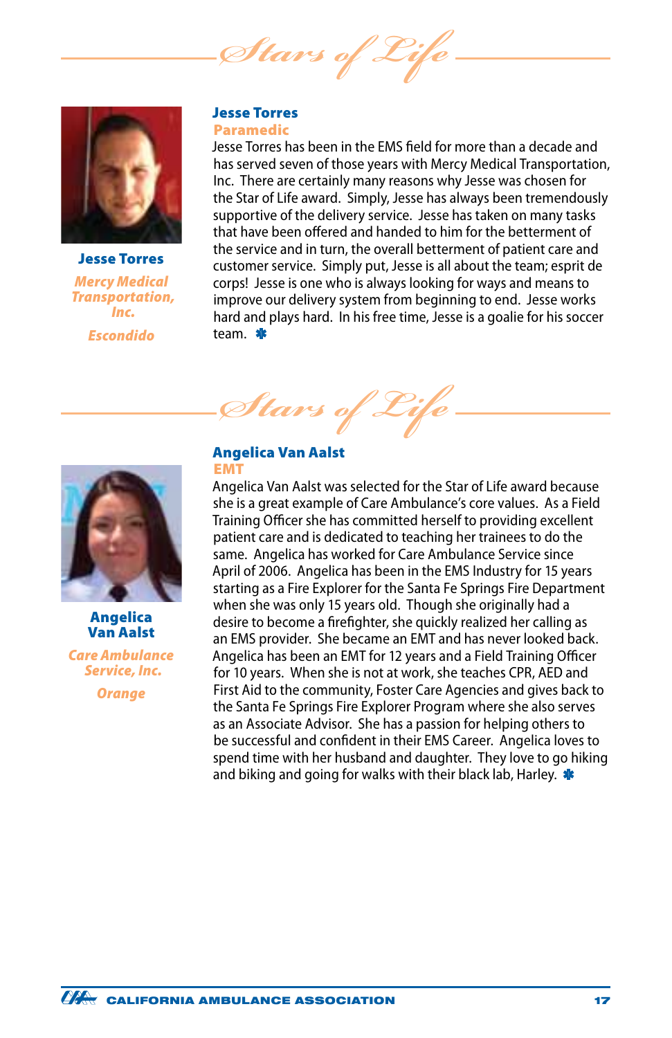## Stars of Life

**Jesse Torres**

*Mercy Medical Transportation, Inc.*

*Escondido*

### Jesse Torres
**Paramedic**

Jesse Torres has been in the EMS field for more than a decade and has served seven of those years with Mercy Medical Transportation, Inc. There are certainly many reasons why Jesse was chosen for the Star of Life award. Simply, Jesse has always been tremendously supportive of the delivery service. Jesse has taken on many tasks that have been offered and handed to him for the betterment of the service and in turn, the overall betterment of patient care and customer service. Simply put, Jesse is all about the team; esprit de corps! Jesse is one who is always looking for ways and means to improve our delivery system from beginning to end. Jesse works hard and plays hard. In his free time, Jesse is a goalie for his soccer team. ✱

## Stars of Life

**Angelica Van Aalst**

*Care Ambulance Service, Inc.*

*Orange*

### Angelica Van Aalst
**EMT**

Angelica Van Aalst was selected for the Star of Life award because she is a great example of Care Ambulance's core values. As a Field Training Officer she has committed herself to providing excellent patient care and is dedicated to teaching her trainees to do the same. Angelica has worked for Care Ambulance Service since April of 2006. Angelica has been in the EMS Industry for 15 years starting as a Fire Explorer for the Santa Fe Springs Fire Department when she was only 15 years old. Though she originally had a desire to become a firefighter, she quickly realized her calling as an EMS provider. She became an EMT and has never looked back. Angelica has been an EMT for 12 years and a Field Training Officer for 10 years. When she is not at work, she teaches CPR, AED and First Aid to the community, Foster Care Agencies and gives back to the Santa Fe Springs Fire Explorer Program where she also serves as an Associate Advisor. She has a passion for helping others to be successful and confident in their EMS Career. Angelica loves to spend time with her husband and daughter. They love to go hiking and biking and going for walks with their black lab, Harley. ✱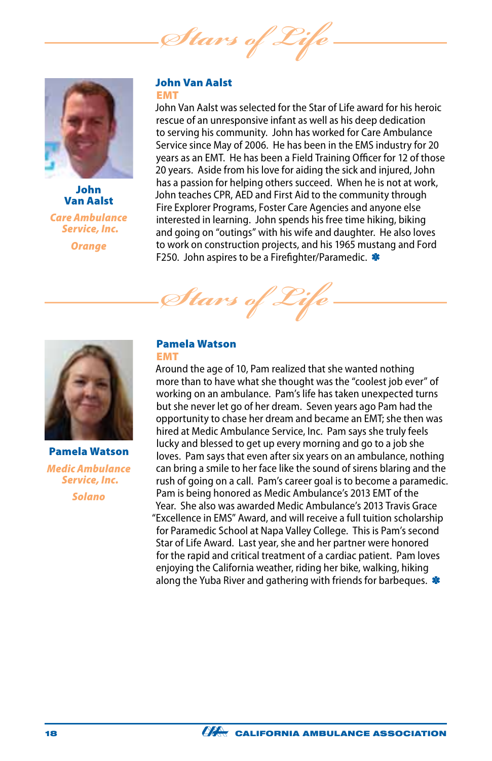# Stars of Life

**John Van Aalst**

*Care Ambulance Service, Inc.*

*Orange*

## John Van Aalst

### EMT

John Van Aalst was selected for the Star of Life award for his heroic rescue of an unresponsive infant as well as his deep dedication to serving his community. John has worked for Care Ambulance Service since May of 2006. He has been in the EMS industry for 20 years as an EMT. He has been a Field Training Officer for 12 of those 20 years. Aside from his love for aiding the sick and injured, John has a passion for helping others succeed. When he is not at work, John teaches CPR, AED and First Aid to the community through Fire Explorer Programs, Foster Care Agencies and anyone else interested in learning. John spends his free time hiking, biking and going on "outings" with his wife and daughter. He also loves to work on construction projects, and his 1965 mustang and Ford F250. John aspires to be a Firefighter/Paramedic. ✱

# Stars of Life

**Pamela Watson**

*Medic Ambulance Service, Inc.*

*Solano*

## Pamela Watson

### EMT

Around the age of 10, Pam realized that she wanted nothing more than to have what she thought was the "coolest job ever" of working on an ambulance. Pam's life has taken unexpected turns but she never let go of her dream. Seven years ago Pam had the opportunity to chase her dream and became an EMT; she then was hired at Medic Ambulance Service, Inc. Pam says she truly feels lucky and blessed to get up every morning and go to a job she loves. Pam says that even after six years on an ambulance, nothing can bring a smile to her face like the sound of sirens blaring and the rush of going on a call. Pam's career goal is to become a paramedic. Pam is being honored as Medic Ambulance's 2013 EMT of the Year. She also was awarded Medic Ambulance's 2013 Travis Grace "Excellence in EMS" Award, and will receive a full tuition scholarship for Paramedic School at Napa Valley College. This is Pam's second Star of Life Award. Last year, she and her partner were honored for the rapid and critical treatment of a cardiac patient. Pam loves enjoying the California weather, riding her bike, walking, hiking along the Yuba River and gathering with friends for barbeques. ✱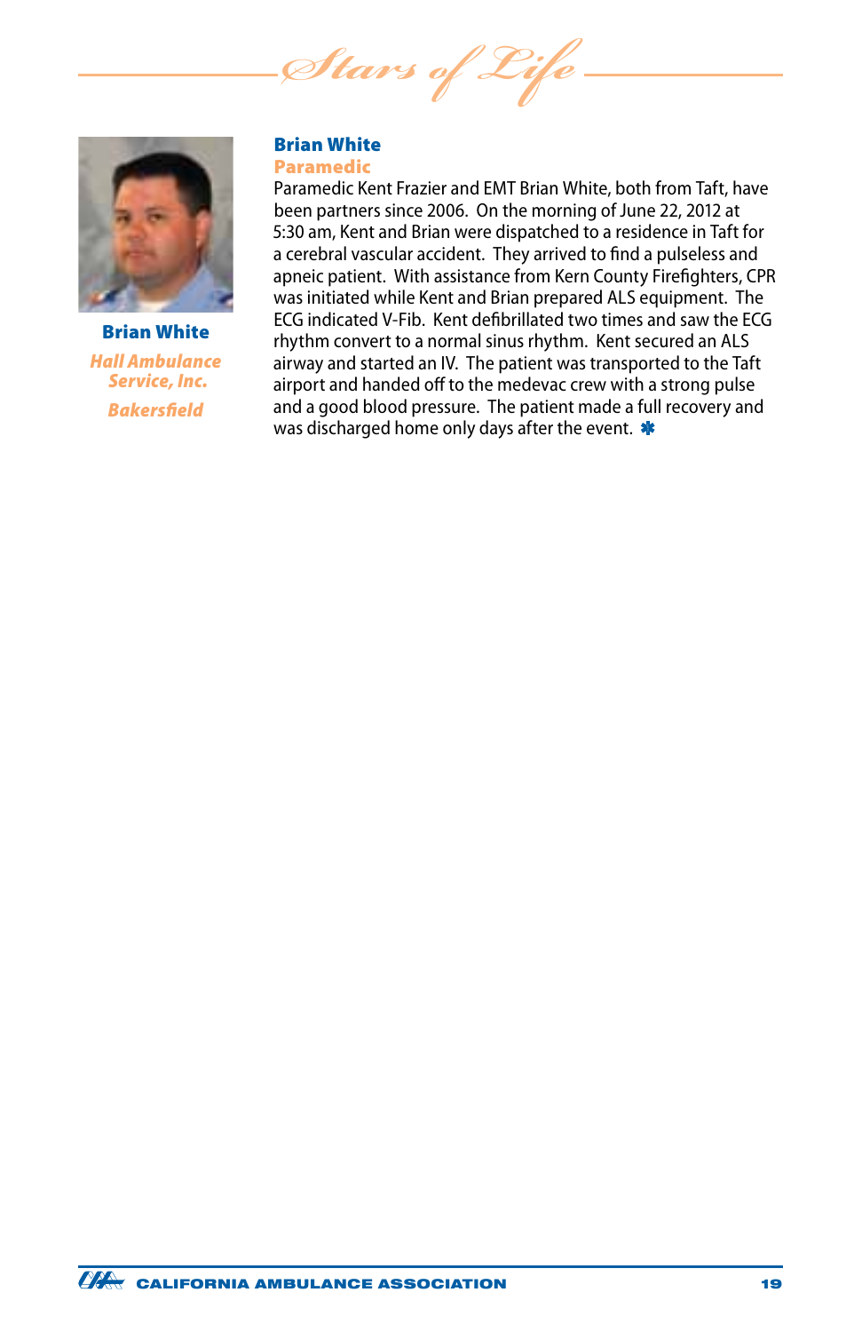**Brian White**

*Hall Ambulance Service, Inc.*

*Bakersfield*

## Brian White

### Paramedic

Paramedic Kent Frazier and EMT Brian White, both from Taft, have been partners since 2006. On the morning of June 22, 2012 at 5:30 am, Kent and Brian were dispatched to a residence in Taft for a cerebral vascular accident. They arrived to find a pulseless and apneic patient. With assistance from Kern County Firefighters, CPR was initiated while Kent and Brian prepared ALS equipment. The ECG indicated V-Fib. Kent defibrillated two times and saw the ECG rhythm convert to a normal sinus rhythm. Kent secured an ALS airway and started an IV. The patient was transported to the Taft airport and handed off to the medevac crew with a strong pulse and a good blood pressure. The patient made a full recovery and was discharged home only days after the event.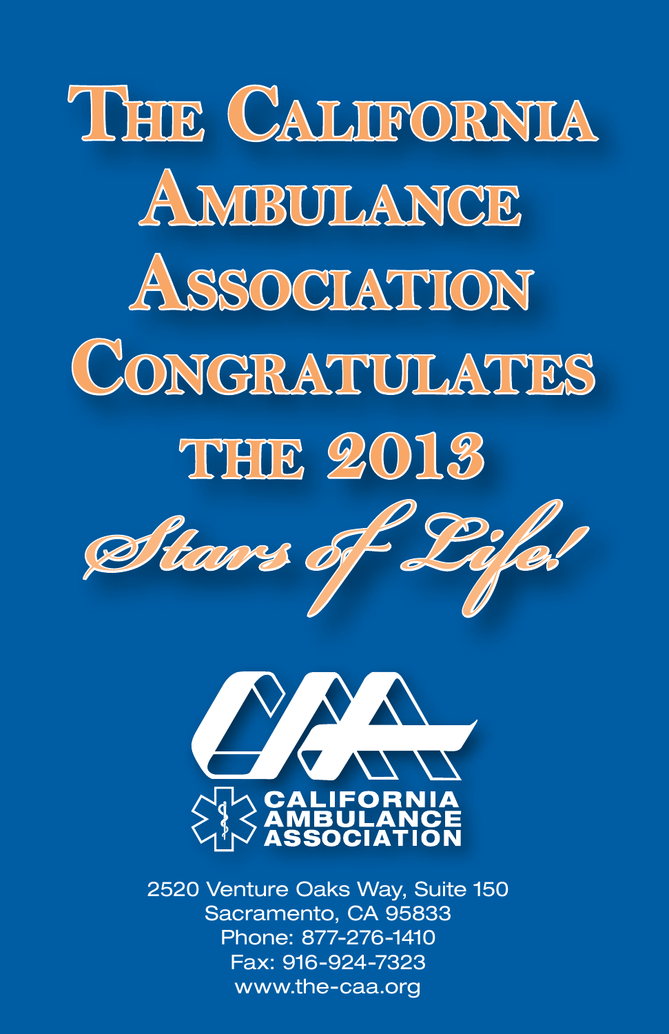# The California Ambulance Association Congratulates the 2013 *Stars of Life!*

CALIFORNIA AMBULANCE ASSOCIATION

2520 Venture Oaks Way, Suite 150
Sacramento, CA 95833
Phone: 877-276-1410
Fax: 916-924-7323
www.the-caa.org